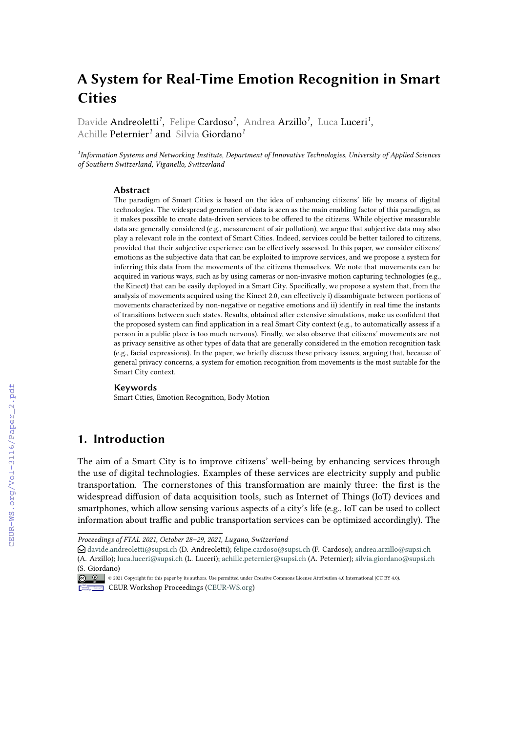# A System for Real-Time Emotion Recognition in Smart Cities

Davide Andreoletti[1], Felipe Cardoso[1], Andrea Arzillo[1], Luca Luceri[1], Achille Peternier[1] and Silvia Giordano[1]

[1]*Information Systems and Networking Institute, Department of Innovative Technologies, University of Applied Sciences of Southern Switzerland, Viganello, Switzerland*

### Abstract

The paradigm of Smart Cities is based on the idea of enhancing citizens' life by means of digital technologies. The widespread generation of data is seen as the main enabling factor of this paradigm, as it makes possible to create data-driven services to be offered to the citizens. While objective measurable data are generally considered (e.g., measurement of air pollution), we argue that subjective data may also play a relevant role in the context of Smart Cities. Indeed, services could be better tailored to citizens, provided that their subjective experience can be effectively assessed. In this paper, we consider citizens' emotions as the subjective data that can be exploited to improve services, and we propose a system for inferring this data from the movements of the citizens themselves. We note that movements can be acquired in various ways, such as by using cameras or non-invasive motion capturing technologies (e.g., the Kinect) that can be easily deployed in a Smart City. Specifically, we propose a system that, from the analysis of movements acquired using the Kinect 2.0, can effectively i) disambiguate between portions of movements characterized by non-negative or negative emotions and ii) identify in real time the instants of transitions between such states. Results, obtained after extensive simulations, make us confident that the proposed system can find application in a real Smart City context (e.g., to automatically assess if a person in a public place is too much nervous). Finally, we also observe that citizens' movements are not as privacy sensitive as other types of data that are generally considered in the emotion recognition task (e.g., facial expressions). In the paper, we briefly discuss these privacy issues, arguing that, because of general privacy concerns, a system for emotion recognition from movements is the most suitable for the Smart City context.

### Keywords

Smart Cities, Emotion Recognition, Body Motion

## 1. Introduction

The aim of a Smart City is to improve citizens' well-being by enhancing services through the use of digital technologies. Examples of these services are electricity supply and public transportation. The cornerstones of this transformation are mainly three: the first is the widespread diffusion of data acquisition tools, such as Internet of Things (IoT) devices and smartphones, which allow sensing various aspects of a city's life (e.g., IoT can be used to collect information about traffic and public transportation services can be optimized accordingly). The

*Proceedings of FTAL 2021, October 28–29, 2021, Lugano, Switzerland*

davide.andreoletti@supsi.ch (D. Andreoletti); felipe.cardoso@supsi.ch (F. Cardoso); andrea.arzillo@supsi.ch (A. Arzillo); luca.luceri@supsi.ch (L. Luceri); achille.peternier@supsi.ch (A. Peternier); silvia.giordano@supsi.ch (S. Giordano)

© 2021 Copyright for this paper by its authors. Use permitted under Creative Commons License Attribution 4.0 International (CC BY 4.0).

CEUR Workshop Proceedings (CEUR-WS.org)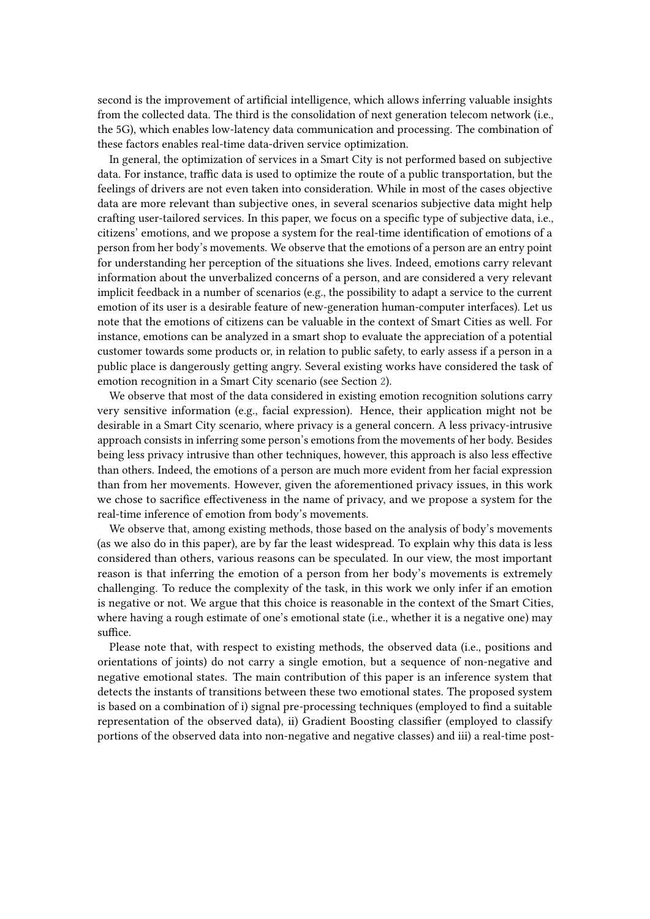second is the improvement of artificial intelligence, which allows inferring valuable insights from the collected data. The third is the consolidation of next generation telecom network (i.e., the 5G), which enables low-latency data communication and processing. The combination of these factors enables real-time data-driven service optimization.

In general, the optimization of services in a Smart City is not performed based on subjective data. For instance, traffic data is used to optimize the route of a public transportation, but the feelings of drivers are not even taken into consideration. While in most of the cases objective data are more relevant than subjective ones, in several scenarios subjective data might help crafting user-tailored services. In this paper, we focus on a specific type of subjective data, i.e., citizens' emotions, and we propose a system for the real-time identification of emotions of a person from her body's movements. We observe that the emotions of a person are an entry point for understanding her perception of the situations she lives. Indeed, emotions carry relevant information about the unverbalized concerns of a person, and are considered a very relevant implicit feedback in a number of scenarios (e.g., the possibility to adapt a service to the current emotion of its user is a desirable feature of new-generation human-computer interfaces). Let us note that the emotions of citizens can be valuable in the context of Smart Cities as well. For instance, emotions can be analyzed in a smart shop to evaluate the appreciation of a potential customer towards some products or, in relation to public safety, to early assess if a person in a public place is dangerously getting angry. Several existing works have considered the task of emotion recognition in a Smart City scenario (see Section 2).

We observe that most of the data considered in existing emotion recognition solutions carry very sensitive information (e.g., facial expression). Hence, their application might not be desirable in a Smart City scenario, where privacy is a general concern. A less privacy-intrusive approach consists in inferring some person's emotions from the movements of her body. Besides being less privacy intrusive than other techniques, however, this approach is also less effective than others. Indeed, the emotions of a person are much more evident from her facial expression than from her movements. However, given the aforementioned privacy issues, in this work we chose to sacrifice effectiveness in the name of privacy, and we propose a system for the real-time inference of emotion from body's movements.

We observe that, among existing methods, those based on the analysis of body's movements (as we also do in this paper), are by far the least widespread. To explain why this data is less considered than others, various reasons can be speculated. In our view, the most important reason is that inferring the emotion of a person from her body's movements is extremely challenging. To reduce the complexity of the task, in this work we only infer if an emotion is negative or not. We argue that this choice is reasonable in the context of the Smart Cities, where having a rough estimate of one's emotional state (i.e., whether it is a negative one) may suffice.

Please note that, with respect to existing methods, the observed data (i.e., positions and orientations of joints) do not carry a single emotion, but a sequence of non-negative and negative emotional states. The main contribution of this paper is an inference system that detects the instants of transitions between these two emotional states. The proposed system is based on a combination of i) signal pre-processing techniques (employed to find a suitable representation of the observed data), ii) Gradient Boosting classifier (employed to classify portions of the observed data into non-negative and negative classes) and iii) a real-time post-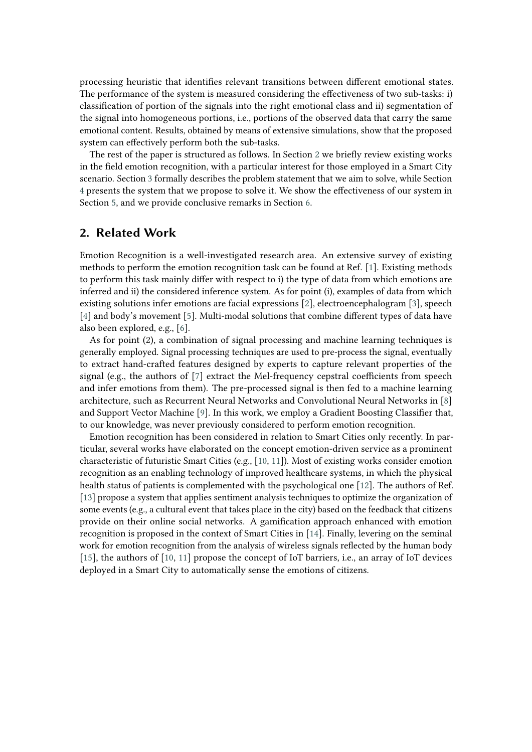processing heuristic that identifies relevant transitions between different emotional states. The performance of the system is measured considering the effectiveness of two sub-tasks: i) classification of portion of the signals into the right emotional class and ii) segmentation of the signal into homogeneous portions, i.e., portions of the observed data that carry the same emotional content. Results, obtained by means of extensive simulations, show that the proposed system can effectively perform both the sub-tasks.

The rest of the paper is structured as follows. In Section 2 we briefly review existing works in the field emotion recognition, with a particular interest for those employed in a Smart City scenario. Section 3 formally describes the problem statement that we aim to solve, while Section 4 presents the system that we propose to solve it. We show the effectiveness of our system in Section 5, and we provide conclusive remarks in Section 6.

## 2. Related Work

Emotion Recognition is a well-investigated research area. An extensive survey of existing methods to perform the emotion recognition task can be found at Ref. [1]. Existing methods to perform this task mainly differ with respect to i) the type of data from which emotions are inferred and ii) the considered inference system. As for point (i), examples of data from which existing solutions infer emotions are facial expressions [2], electroencephalogram [3], speech [4] and body's movement [5]. Multi-modal solutions that combine different types of data have also been explored, e.g., [6].

As for point (2), a combination of signal processing and machine learning techniques is generally employed. Signal processing techniques are used to pre-process the signal, eventually to extract hand-crafted features designed by experts to capture relevant properties of the signal (e.g., the authors of [7] extract the Mel-frequency cepstral coefficients from speech and infer emotions from them). The pre-processed signal is then fed to a machine learning architecture, such as Recurrent Neural Networks and Convolutional Neural Networks in [8] and Support Vector Machine [9]. In this work, we employ a Gradient Boosting Classifier that, to our knowledge, was never previously considered to perform emotion recognition.

Emotion recognition has been considered in relation to Smart Cities only recently. In particular, several works have elaborated on the concept emotion-driven service as a prominent characteristic of futuristic Smart Cities (e.g., [10, 11]). Most of existing works consider emotion recognition as an enabling technology of improved healthcare systems, in which the physical health status of patients is complemented with the psychological one [12]. The authors of Ref. [13] propose a system that applies sentiment analysis techniques to optimize the organization of some events (e.g., a cultural event that takes place in the city) based on the feedback that citizens provide on their online social networks. A gamification approach enhanced with emotion recognition is proposed in the context of Smart Cities in [14]. Finally, levering on the seminal work for emotion recognition from the analysis of wireless signals reflected by the human body [15], the authors of [10, 11] propose the concept of IoT barriers, i.e., an array of IoT devices deployed in a Smart City to automatically sense the emotions of citizens.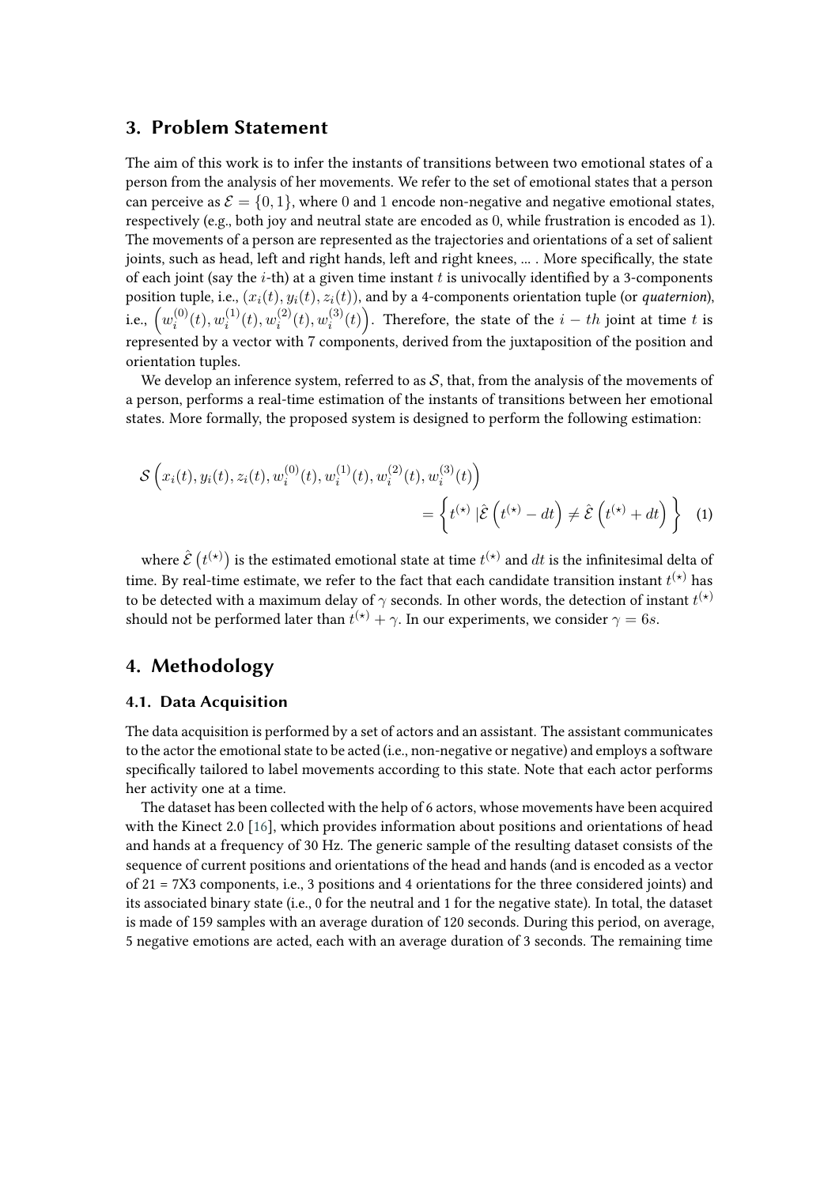## 3. Problem Statement

The aim of this work is to infer the instants of transitions between two emotional states of a person from the analysis of her movements. We refer to the set of emotional states that a person can perceive as $\mathcal{E} = \{0, 1\}$, where 0 and 1 encode non-negative and negative emotional states, respectively (e.g., both joy and neutral state are encoded as 0, while frustration is encoded as 1). The movements of a person are represented as the trajectories and orientations of a set of salient joints, such as head, left and right hands, left and right knees, ... . More specifically, the state of each joint (say the $i$-th) at a given time instant $t$ is univocally identified by a 3-components position tuple, i.e., $(x_i(t), y_i(t), z_i(t))$, and by a 4-components orientation tuple (or *quaternion*), i.e., $\left(w_i^{(0)}(t), w_i^{(1)}(t), w_i^{(2)}(t), w_i^{(3)}(t)\right)$. Therefore, the state of the $i-th$ joint at time $t$ is represented by a vector with 7 components, derived from the juxtaposition of the position and orientation tuples.

We develop an inference system, referred to as $\mathcal{S}$, that, from the analysis of the movements of a person, performs a real-time estimation of the instants of transitions between her emotional states. More formally, the proposed system is designed to perform the following estimation:

$$\mathcal{S}\left(x_i(t), y_i(t), z_i(t), w_i^{(0)}(t), w_i^{(1)}(t), w_i^{(2)}(t), w_i^{(3)}(t)\right) = \left\{ t^{(\star)} \,|\hat{\mathcal{E}}\left(t^{(\star)} - dt\right) \neq \hat{\mathcal{E}}\left(t^{(\star)} + dt\right) \right\} \quad (1)$$

where $\hat{\mathcal{E}}\left(t^{(\star)}\right)$ is the estimated emotional state at time $t^{(\star)}$ and $dt$ is the infinitesimal delta of time. By real-time estimate, we refer to the fact that each candidate transition instant $t^{(\star)}$ has to be detected with a maximum delay of $\gamma$ seconds. In other words, the detection of instant $t^{(\star)}$ should not be performed later than $t^{(\star)} + \gamma$. In our experiments, we consider $\gamma = 6s$.

## 4. Methodology

### 4.1. Data Acquisition

The data acquisition is performed by a set of actors and an assistant. The assistant communicates to the actor the emotional state to be acted (i.e., non-negative or negative) and employs a software specifically tailored to label movements according to this state. Note that each actor performs her activity one at a time.

The dataset has been collected with the help of 6 actors, whose movements have been acquired with the Kinect 2.0 [16], which provides information about positions and orientations of head and hands at a frequency of 30 Hz. The generic sample of the resulting dataset consists of the sequence of current positions and orientations of the head and hands (and is encoded as a vector of 21 = 7X3 components, i.e., 3 positions and 4 orientations for the three considered joints) and its associated binary state (i.e., 0 for the neutral and 1 for the negative state). In total, the dataset is made of 159 samples with an average duration of 120 seconds. During this period, on average, 5 negative emotions are acted, each with an average duration of 3 seconds. The remaining time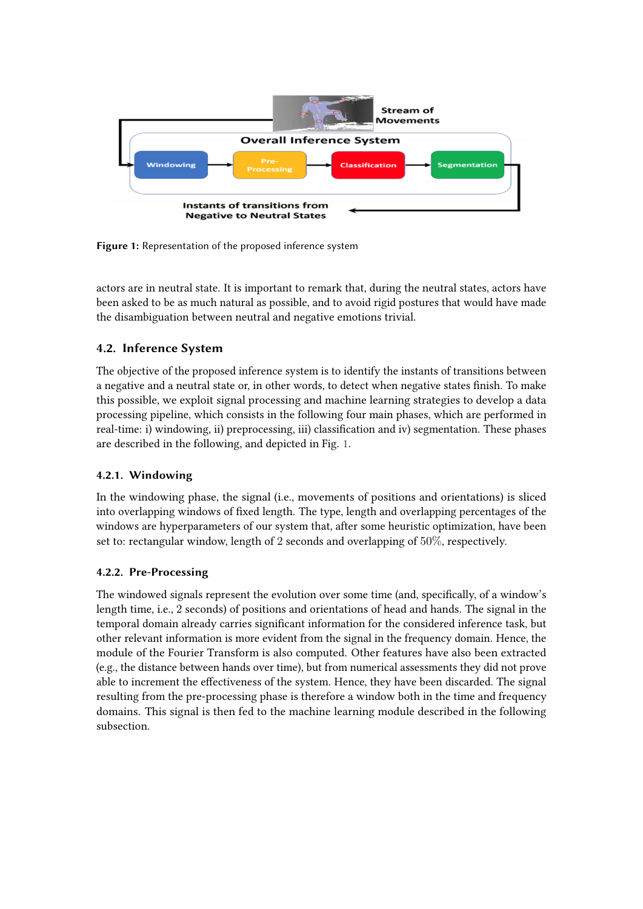**Figure 1:** Representation of the proposed inference system

actors are in neutral state. It is important to remark that, during the neutral states, actors have been asked to be as much natural as possible, and to avoid rigid postures that would have made the disambiguation between neutral and negative emotions trivial.

## 4.2. Inference System

The objective of the proposed inference system is to identify the instants of transitions between a negative and a neutral state or, in other words, to detect when negative states finish. To make this possible, we exploit signal processing and machine learning strategies to develop a data processing pipeline, which consists in the following four main phases, which are performed in real-time: i) windowing, ii) preprocessing, iii) classification and iv) segmentation. These phases are described in the following, and depicted in Fig. 1.

### 4.2.1. Windowing

In the windowing phase, the signal (i.e., movements of positions and orientations) is sliced into overlapping windows of fixed length. The type, length and overlapping percentages of the windows are hyperparameters of our system that, after some heuristic optimization, have been set to: rectangular window, length of 2 seconds and overlapping of $50\%$, respectively.

### 4.2.2. Pre-Processing

The windowed signals represent the evolution over some time (and, specifically, of a window's length time, i.e., 2 seconds) of positions and orientations of head and hands. The signal in the temporal domain already carries significant information for the considered inference task, but other relevant information is more evident from the signal in the frequency domain. Hence, the module of the Fourier Transform is also computed. Other features have also been extracted (e.g., the distance between hands over time), but from numerical assessments they did not prove able to increment the effectiveness of the system. Hence, they have been discarded. The signal resulting from the pre-processing phase is therefore a window both in the time and frequency domains. This signal is then fed to the machine learning module described in the following subsection.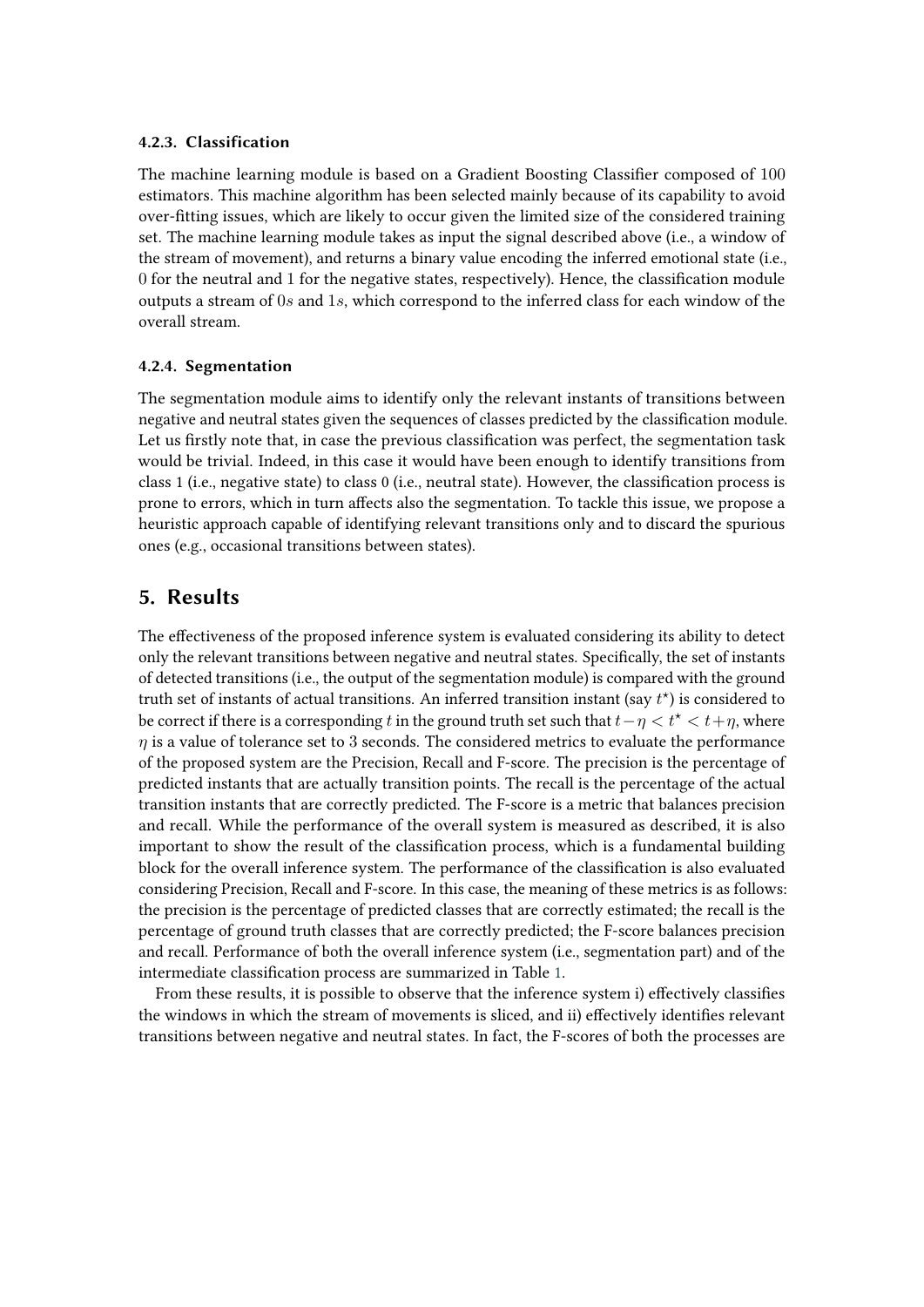#### 4.2.3. Classification

The machine learning module is based on a Gradient Boosting Classifier composed of $100$ estimators. This machine algorithm has been selected mainly because of its capability to avoid over-fitting issues, which are likely to occur given the limited size of the considered training set. The machine learning module takes as input the signal described above (i.e., a window of the stream of movement), and returns a binary value encoding the inferred emotional state (i.e., $0$ for the neutral and $1$ for the negative states, respectively). Hence, the classification module outputs a stream of $0s$ and $1s$, which correspond to the inferred class for each window of the overall stream.

#### 4.2.4. Segmentation

The segmentation module aims to identify only the relevant instants of transitions between negative and neutral states given the sequences of classes predicted by the classification module. Let us firstly note that, in case the previous classification was perfect, the segmentation task would be trivial. Indeed, in this case it would have been enough to identify transitions from class 1 (i.e., negative state) to class 0 (i.e., neutral state). However, the classification process is prone to errors, which in turn affects also the segmentation. To tackle this issue, we propose a heuristic approach capable of identifying relevant transitions only and to discard the spurious ones (e.g., occasional transitions between states).

## 5. Results

The effectiveness of the proposed inference system is evaluated considering its ability to detect only the relevant transitions between negative and neutral states. Specifically, the set of instants of detected transitions (i.e., the output of the segmentation module) is compared with the ground truth set of instants of actual transitions. An inferred transition instant (say $t^{\star}$) is considered to be correct if there is a corresponding $t$ in the ground truth set such that $t - \eta < t^{\star} < t + \eta$, where $\eta$ is a value of tolerance set to 3 seconds. The considered metrics to evaluate the performance of the proposed system are the Precision, Recall and F-score. The precision is the percentage of predicted instants that are actually transition points. The recall is the percentage of the actual transition instants that are correctly predicted. The F-score is a metric that balances precision and recall. While the performance of the overall system is measured as described, it is also important to show the result of the classification process, which is a fundamental building block for the overall inference system. The performance of the classification is also evaluated considering Precision, Recall and F-score. In this case, the meaning of these metrics is as follows: the precision is the percentage of predicted classes that are correctly estimated; the recall is the percentage of ground truth classes that are correctly predicted; the F-score balances precision and recall. Performance of both the overall inference system (i.e., segmentation part) and of the intermediate classification process are summarized in Table 1.

From these results, it is possible to observe that the inference system i) effectively classifies the windows in which the stream of movements is sliced, and ii) effectively identifies relevant transitions between negative and neutral states. In fact, the F-scores of both the processes are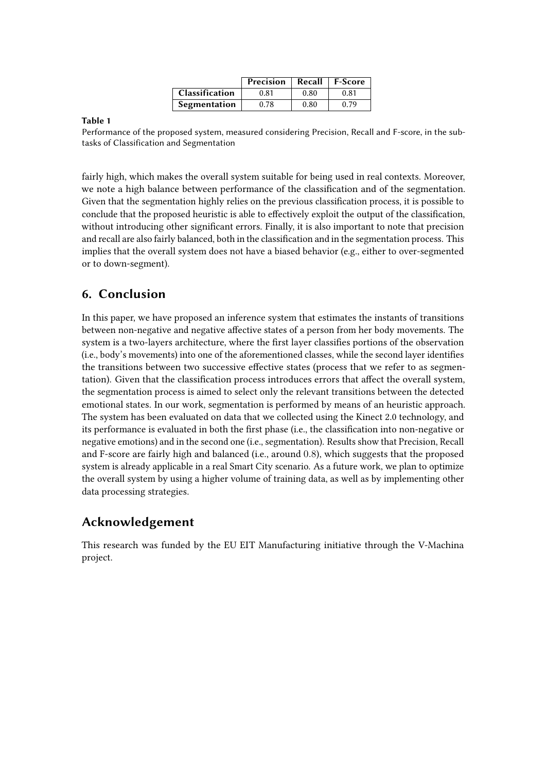| | Precision | Recall | F-Score |
|---|---|---|---|
| **Classification** | 0.81 | 0.80 | 0.81 |
| **Segmentation** | 0.78 | 0.80 | 0.79 |

**Table 1**

Performance of the proposed system, measured considering Precision, Recall and F-score, in the subtasks of Classification and Segmentation

fairly high, which makes the overall system suitable for being used in real contexts. Moreover, we note a high balance between performance of the classification and of the segmentation. Given that the segmentation highly relies on the previous classification process, it is possible to conclude that the proposed heuristic is able to effectively exploit the output of the classification, without introducing other significant errors. Finally, it is also important to note that precision and recall are also fairly balanced, both in the classification and in the segmentation process. This implies that the overall system does not have a biased behavior (e.g., either to over-segmented or to down-segment).

## 6. Conclusion

In this paper, we have proposed an inference system that estimates the instants of transitions between non-negative and negative affective states of a person from her body movements. The system is a two-layers architecture, where the first layer classifies portions of the observation (i.e., body's movements) into one of the aforementioned classes, while the second layer identifies the transitions between two successive effective states (process that we refer to as segmentation). Given that the classification process introduces errors that affect the overall system, the segmentation process is aimed to select only the relevant transitions between the detected emotional states. In our work, segmentation is performed by means of an heuristic approach. The system has been evaluated on data that we collected using the Kinect 2.0 technology, and its performance is evaluated in both the first phase (i.e., the classification into non-negative or negative emotions) and in the second one (i.e., segmentation). Results show that Precision, Recall and F-score are fairly high and balanced (i.e., around 0.8), which suggests that the proposed system is already applicable in a real Smart City scenario. As a future work, we plan to optimize the overall system by using a higher volume of training data, as well as by implementing other data processing strategies.

## Acknowledgement

This research was funded by the EU EIT Manufacturing initiative through the V-Machina project.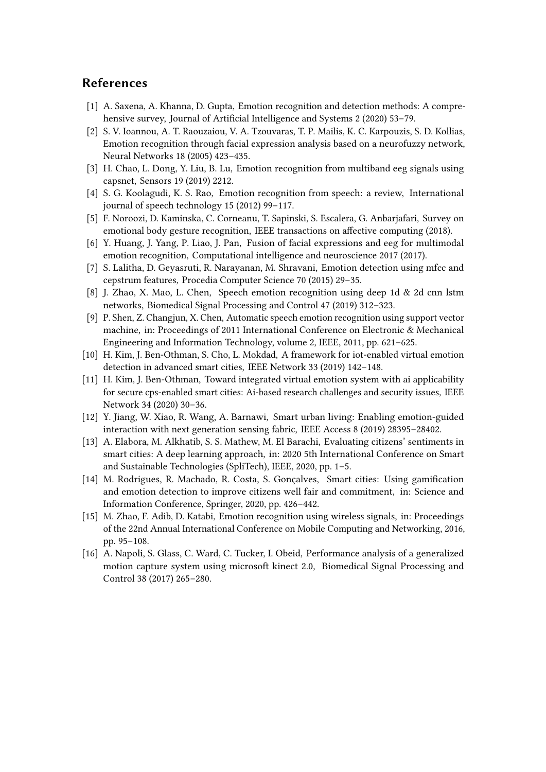## References

[1] A. Saxena, A. Khanna, D. Gupta, Emotion recognition and detection methods: A comprehensive survey, Journal of Artificial Intelligence and Systems 2 (2020) 53–79.

[2] S. V. Ioannou, A. T. Raouzaiou, V. A. Tzouvaras, T. P. Mailis, K. C. Karpouzis, S. D. Kollias, Emotion recognition through facial expression analysis based on a neurofuzzy network, Neural Networks 18 (2005) 423–435.

[3] H. Chao, L. Dong, Y. Liu, B. Lu, Emotion recognition from multiband eeg signals using capsnet, Sensors 19 (2019) 2212.

[4] S. G. Koolagudi, K. S. Rao, Emotion recognition from speech: a review, International journal of speech technology 15 (2012) 99–117.

[5] F. Noroozi, D. Kaminska, C. Corneanu, T. Sapinski, S. Escalera, G. Anbarjafari, Survey on emotional body gesture recognition, IEEE transactions on affective computing (2018).

[6] Y. Huang, J. Yang, P. Liao, J. Pan, Fusion of facial expressions and eeg for multimodal emotion recognition, Computational intelligence and neuroscience 2017 (2017).

[7] S. Lalitha, D. Geyasruti, R. Narayanan, M. Shravani, Emotion detection using mfcc and cepstrum features, Procedia Computer Science 70 (2015) 29–35.

[8] J. Zhao, X. Mao, L. Chen, Speech emotion recognition using deep 1d & 2d cnn lstm networks, Biomedical Signal Processing and Control 47 (2019) 312–323.

[9] P. Shen, Z. Changjun, X. Chen, Automatic speech emotion recognition using support vector machine, in: Proceedings of 2011 International Conference on Electronic & Mechanical Engineering and Information Technology, volume 2, IEEE, 2011, pp. 621–625.

[10] H. Kim, J. Ben-Othman, S. Cho, L. Mokdad, A framework for iot-enabled virtual emotion detection in advanced smart cities, IEEE Network 33 (2019) 142–148.

[11] H. Kim, J. Ben-Othman, Toward integrated virtual emotion system with ai applicability for secure cps-enabled smart cities: Ai-based research challenges and security issues, IEEE Network 34 (2020) 30–36.

[12] Y. Jiang, W. Xiao, R. Wang, A. Barnawi, Smart urban living: Enabling emotion-guided interaction with next generation sensing fabric, IEEE Access 8 (2019) 28395–28402.

[13] A. Elabora, M. Alkhatib, S. S. Mathew, M. El Barachi, Evaluating citizens' sentiments in smart cities: A deep learning approach, in: 2020 5th International Conference on Smart and Sustainable Technologies (SpliTech), IEEE, 2020, pp. 1–5.

[14] M. Rodrigues, R. Machado, R. Costa, S. Gonçalves, Smart cities: Using gamification and emotion detection to improve citizens well fair and commitment, in: Science and Information Conference, Springer, 2020, pp. 426–442.

[15] M. Zhao, F. Adib, D. Katabi, Emotion recognition using wireless signals, in: Proceedings of the 22nd Annual International Conference on Mobile Computing and Networking, 2016, pp. 95–108.

[16] A. Napoli, S. Glass, C. Ward, C. Tucker, I. Obeid, Performance analysis of a generalized motion capture system using microsoft kinect 2.0, Biomedical Signal Processing and Control 38 (2017) 265–280.